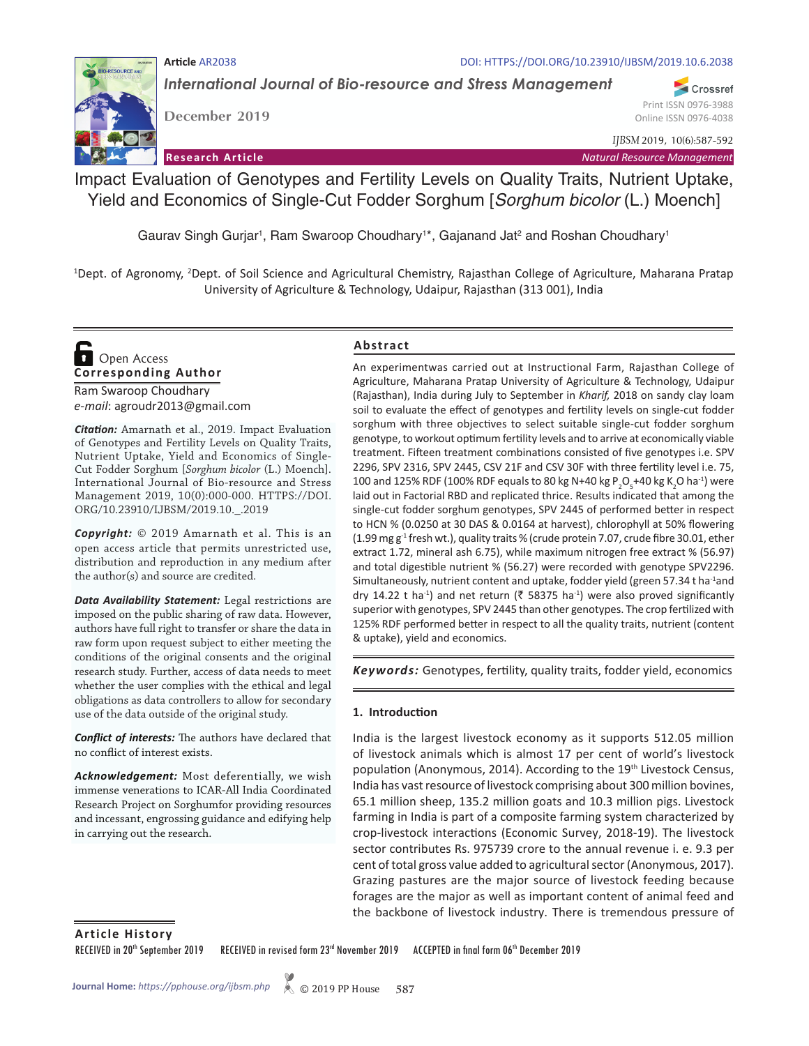Article AR2038

DOI: HTTPS://DOI.ORG/10.23910/IJBSM/2019.10.6.2038

*International Journal of Bio-resource and Stress Management*

December 2019

Crossref

Print ISSN 0976-3988
Online ISSN 0976-4038

Research Article — *Natural Resource Management*

# Impact Evaluation of Genotypes and Fertility Levels on Quality Traits, Nutrient Uptake, Yield and Economics of Single-Cut Fodder Sorghum [*Sorghum bicolor* (L.) Moench]

Gaurav Singh Gurjar[1], Ram Swaroop Choudhary[1*], Gajanand Jat[2] and Roshan Choudhary[1]

[1]Dept. of Agronomy, [2]Dept. of Soil Science and Agricultural Chemistry, Rajasthan College of Agriculture, Maharana Pratap University of Agriculture & Technology, Udaipur, Rajasthan (313 001), India

Open Access

**Corresponding Author**

Ram Swaroop Choudhary
*e-mail*: agroudr2013@gmail.com

***Citation:*** Amarnath et al., 2019. Impact Evaluation of Genotypes and Fertility Levels on Quality Traits, Nutrient Uptake, Yield and Economics of Single-Cut Fodder Sorghum [*Sorghum bicolor* (L.) Moench]. International Journal of Bio-resource and Stress Management 2019, 10(0):000-000. HTTPS://DOI.ORG/10.23910/IJBSM/2019.10._.2019

***Copyright:*** © 2019 Amarnath et al. This is an open access article that permits unrestricted use, distribution and reproduction in any medium after the author(s) and source are credited.

***Data Availability Statement:*** Legal restrictions are imposed on the public sharing of raw data. However, authors have full right to transfer or share the data in raw form upon request subject to either meeting the conditions of the original consents and the original research study. Further, access of data needs to meet whether the user complies with the ethical and legal obligations as data controllers to allow for secondary use of the data outside of the original study.

***Conflict of interests:*** The authors have declared that no conflict of interest exists.

***Acknowledgement:*** Most deferentially, we wish immense venerations to ICAR-All India Coordinated Research Project on Sorghumfor providing resources and incessant, engrossing guidance and edifying help in carrying out the research.

## Abstract

An experimentwas carried out at Instructional Farm, Rajasthan College of Agriculture, Maharana Pratap University of Agriculture & Technology, Udaipur (Rajasthan), India during July to September in *Kharif,* 2018 on sandy clay loam soil to evaluate the effect of genotypes and fertility levels on single-cut fodder sorghum with three objectives to select suitable single-cut fodder sorghum genotype, to workout optimum fertility levels and to arrive at economically viable treatment. Fifteen treatment combinations consisted of five genotypes i.e. SPV 2296, SPV 2316, SPV 2445, CSV 21F and CSV 30F with three fertility level i.e. 75, 100 and 125% RDF (100% RDF equals to 80 kg N+40 kg $P_2O_5$+40 kg $K_2O$ $ha^{-1}$) were laid out in Factorial RBD and replicated thrice. Results indicated that among the single-cut fodder sorghum genotypes, SPV 2445 of performed better in respect to HCN % (0.0250 at 30 DAS & 0.0164 at harvest), chlorophyll at 50% flowering (1.99 mg $g^{-1}$ fresh wt.), quality traits % (crude protein 7.07, crude fibre 30.01, ether extract 1.72, mineral ash 6.75), while maximum nitrogen free extract % (56.97) and total digestible nutrient % (56.27) were recorded with genotype SPV2296. Simultaneously, nutrient content and uptake, fodder yield (green 57.34 t $ha^{-1}$and dry 14.22 t $ha^{-1}$) and net return (₹ 58375 $ha^{-1}$) were also proved significantly superior with genotypes, SPV 2445 than other genotypes. The crop fertilized with 125% RDF performed better in respect to all the quality traits, nutrient (content & uptake), yield and economics.

***Keywords:*** Genotypes, fertility, quality traits, fodder yield, economics

## 1. Introduction

India is the largest livestock economy as it supports 512.05 million of livestock animals which is almost 17 per cent of world's livestock population (Anonymous, 2014). According to the 19th Livestock Census, India has vast resource of livestock comprising about 300 million bovines, 65.1 million sheep, 135.2 million goats and 10.3 million pigs. Livestock farming in India is part of a composite farming system characterized by crop-livestock interactions (Economic Survey, 2018-19). The livestock sector contributes Rs. 975739 crore to the annual revenue i. e. 9.3 per cent of total gross value added to agricultural sector (Anonymous, 2017). Grazing pastures are the major source of livestock feeding because forages are the major as well as important content of animal feed and the backbone of livestock industry. There is tremendous pressure of

**Article History**

RECEIVED in 20th September 2019 RECEIVED in revised form 23rd November 2019 ACCEPTED in final form 06th December 2019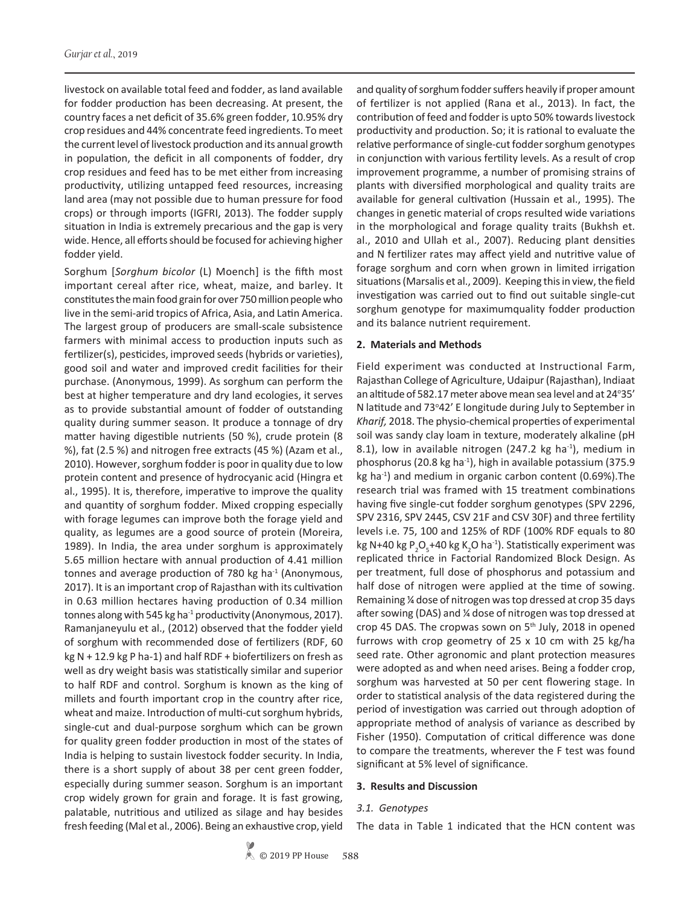livestock on available total feed and fodder, as land available for fodder production has been decreasing. At present, the country faces a net deficit of 35.6% green fodder, 10.95% dry crop residues and 44% concentrate feed ingredients. To meet the current level of livestock production and its annual growth in population, the deficit in all components of fodder, dry crop residues and feed has to be met either from increasing productivity, utilizing untapped feed resources, increasing land area (may not possible due to human pressure for food crops) or through imports (IGFRI, 2013). The fodder supply situation in India is extremely precarious and the gap is very wide. Hence, all efforts should be focused for achieving higher fodder yield.

Sorghum [*Sorghum bicolor* (L) Moench] is the fifth most important cereal after rice, wheat, maize, and barley. It constitutes the main food grain for over 750 million people who live in the semi-arid tropics of Africa, Asia, and Latin America. The largest group of producers are small-scale subsistence farmers with minimal access to production inputs such as fertilizer(s), pesticides, improved seeds (hybrids or varieties), good soil and water and improved credit facilities for their purchase. (Anonymous, 1999). As sorghum can perform the best at higher temperature and dry land ecologies, it serves as to provide substantial amount of fodder of outstanding quality during summer season. It produce a tonnage of dry matter having digestible nutrients (50 %), crude protein (8 %), fat (2.5 %) and nitrogen free extracts (45 %) (Azam et al., 2010). However, sorghum fodder is poor in quality due to low protein content and presence of hydrocyanic acid (Hingra et al., 1995). It is, therefore, imperative to improve the quality and quantity of sorghum fodder. Mixed cropping especially with forage legumes can improve both the forage yield and quality, as legumes are a good source of protein (Moreira, 1989). In India, the area under sorghum is approximately 5.65 million hectare with annual production of 4.41 million tonnes and average production of 780 kg ha$^{-1}$ (Anonymous, 2017). It is an important crop of Rajasthan with its cultivation in 0.63 million hectares having production of 0.34 million tonnes along with 545 kg ha$^{-1}$ productivity (Anonymous, 2017). Ramanjaneyulu et al., (2012) observed that the fodder yield of sorghum with recommended dose of fertilizers (RDF, 60 kg N + 12.9 kg P ha-1) and half RDF + biofertilizers on fresh as well as dry weight basis was statistically similar and superior to half RDF and control. Sorghum is known as the king of millets and fourth important crop in the country after rice, wheat and maize. Introduction of multi-cut sorghum hybrids, single-cut and dual-purpose sorghum which can be grown for quality green fodder production in most of the states of India is helping to sustain livestock fodder security. In India, there is a short supply of about 38 per cent green fodder, especially during summer season. Sorghum is an important crop widely grown for grain and forage. It is fast growing, palatable, nutritious and utilized as silage and hay besides fresh feeding (Mal et al., 2006). Being an exhaustive crop, yield and quality of sorghum fodder suffers heavily if proper amount of fertilizer is not applied (Rana et al., 2013). In fact, the contribution of feed and fodder is upto 50% towards livestock productivity and production. So; it is rational to evaluate the relative performance of single-cut fodder sorghum genotypes in conjunction with various fertility levels. As a result of crop improvement programme, a number of promising strains of plants with diversified morphological and quality traits are available for general cultivation (Hussain et al., 1995). The changes in genetic material of crops resulted wide variations in the morphological and forage quality traits (Bukhsh et. al., 2010 and Ullah et al., 2007). Reducing plant densities and N fertilizer rates may affect yield and nutritive value of forage sorghum and corn when grown in limited irrigation situations (Marsalis et al., 2009). Keeping this in view, the field investigation was carried out to find out suitable single-cut sorghum genotype for maximumquality fodder production and its balance nutrient requirement.

## 2. Materials and Methods

Field experiment was conducted at Instructional Farm, Rajasthan College of Agriculture, Udaipur (Rajasthan), Indiaat an altitude of 582.17 meter above mean sea level and at 24°35′ N latitude and 73°42′ E longitude during July to September in *Kharif,* 2018. The physio-chemical properties of experimental soil was sandy clay loam in texture, moderately alkaline (pH 8.1), low in available nitrogen (247.2 kg ha$^{-1}$), medium in phosphorus (20.8 kg ha$^{-1}$), high in available potassium (375.9 kg ha$^{-1}$) and medium in organic carbon content (0.69%).The research trial was framed with 15 treatment combinations having five single-cut fodder sorghum genotypes (SPV 2296, SPV 2316, SPV 2445, CSV 21F and CSV 30F) and three fertility levels i.e. 75, 100 and 125% of RDF (100% RDF equals to 80 kg N+40 kg $P_2O_5$+40 kg $K_2O$ ha$^{-1}$). Statistically experiment was replicated thrice in Factorial Randomized Block Design. As per treatment, full dose of phosphorus and potassium and half dose of nitrogen were applied at the time of sowing. Remaining ¼ dose of nitrogen was top dressed at crop 35 days after sowing (DAS) and ¼ dose of nitrogen was top dressed at crop 45 DAS. The cropwas sown on 5$^{th}$ July, 2018 in opened furrows with crop geometry of 25 x 10 cm with 25 kg/ha seed rate. Other agronomic and plant protection measures were adopted as and when need arises. Being a fodder crop, sorghum was harvested at 50 per cent flowering stage. In order to statistical analysis of the data registered during the period of investigation was carried out through adoption of appropriate method of analysis of variance as described by Fisher (1950). Computation of critical difference was done to compare the treatments, wherever the F test was found significant at 5% level of significance.

## 3. Results and Discussion

### *3.1. Genotypes*

The data in Table 1 indicated that the HCN content was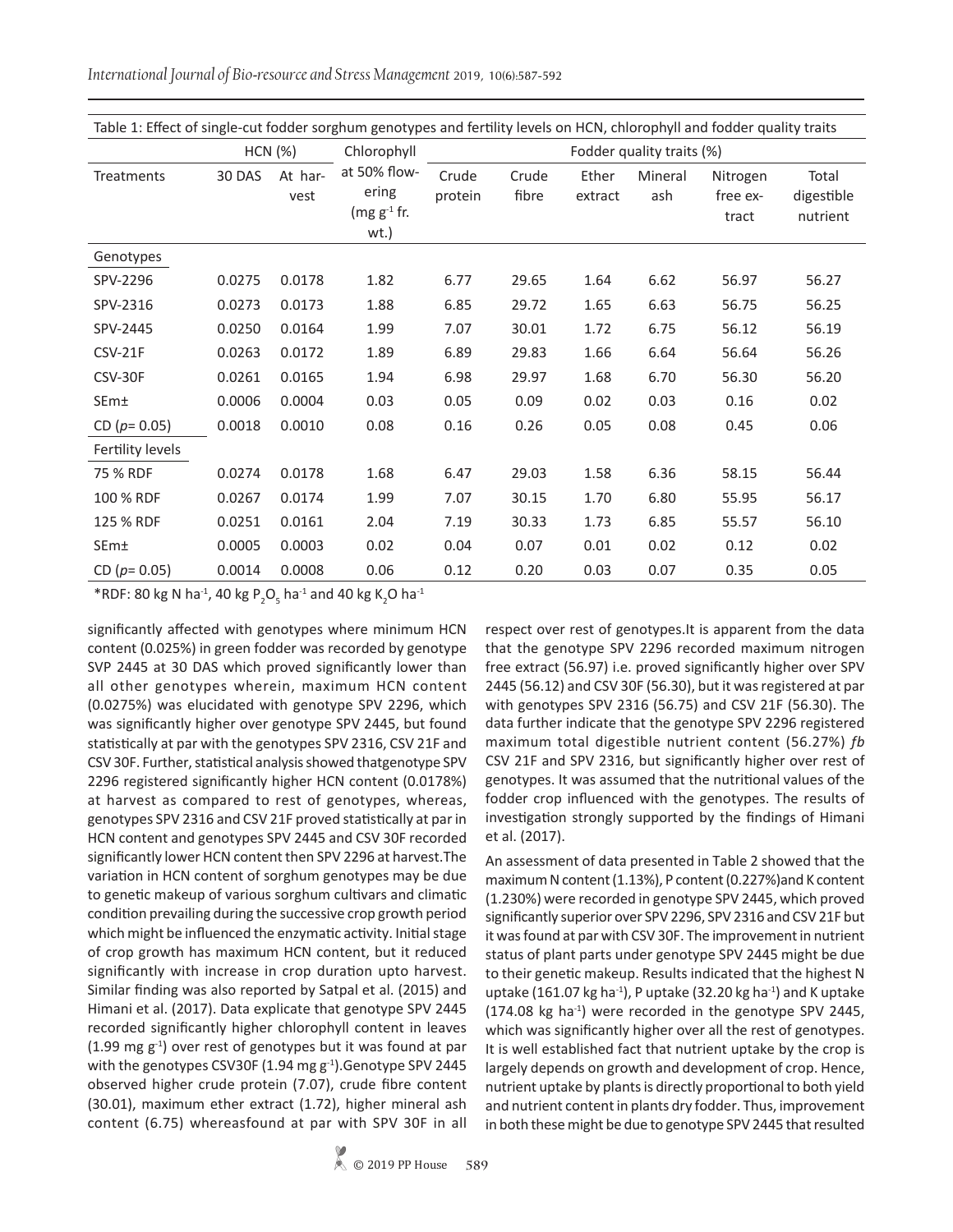Table 1: Effect of single-cut fodder sorghum genotypes and fertility levels on HCN, chlorophyll and fodder quality traits

| Treatments | HCN (%) | | Chlorophyll at 50% flowering (mg $g^{-1}$ fr. wt.) | Fodder quality traits (%) | | | | | |
|---|---|---|---|---|---|---|---|---|---|
| | 30 DAS | At harvest | | Crude protein | Crude fibre | Ether extract | Mineral ash | Nitrogen free extract | Total digestible nutrient |
| Genotypes | | | | | | | | | |
| SPV-2296 | 0.0275 | 0.0178 | 1.82 | 6.77 | 29.65 | 1.64 | 6.62 | 56.97 | 56.27 |
| SPV-2316 | 0.0273 | 0.0173 | 1.88 | 6.85 | 29.72 | 1.65 | 6.63 | 56.75 | 56.25 |
| SPV-2445 | 0.0250 | 0.0164 | 1.99 | 7.07 | 30.01 | 1.72 | 6.75 | 56.12 | 56.19 |
| CSV-21F | 0.0263 | 0.0172 | 1.89 | 6.89 | 29.83 | 1.66 | 6.64 | 56.64 | 56.26 |
| CSV-30F | 0.0261 | 0.0165 | 1.94 | 6.98 | 29.97 | 1.68 | 6.70 | 56.30 | 56.20 |
| SEm± | 0.0006 | 0.0004 | 0.03 | 0.05 | 0.09 | 0.02 | 0.03 | 0.16 | 0.02 |
| CD ($p$= 0.05) | 0.0018 | 0.0010 | 0.08 | 0.16 | 0.26 | 0.05 | 0.08 | 0.45 | 0.06 |
| Fertility levels | | | | | | | | | |
| 75 % RDF | 0.0274 | 0.0178 | 1.68 | 6.47 | 29.03 | 1.58 | 6.36 | 58.15 | 56.44 |
| 100 % RDF | 0.0267 | 0.0174 | 1.99 | 7.07 | 30.15 | 1.70 | 6.80 | 55.95 | 56.17 |
| 125 % RDF | 0.0251 | 0.0161 | 2.04 | 7.19 | 30.33 | 1.73 | 6.85 | 55.57 | 56.10 |
| SEm± | 0.0005 | 0.0003 | 0.02 | 0.04 | 0.07 | 0.01 | 0.02 | 0.12 | 0.02 |
| CD ($p$= 0.05) | 0.0014 | 0.0008 | 0.06 | 0.12 | 0.20 | 0.03 | 0.07 | 0.35 | 0.05 |

*RDF: 80 kg N $ha^{-1}$, 40 kg $P_2O_5$ $ha^{-1}$ and 40 kg $K_2O$ $ha^{-1}$

significantly affected with genotypes where minimum HCN content (0.025%) in green fodder was recorded by genotype SVP 2445 at 30 DAS which proved significantly lower than all other genotypes wherein, maximum HCN content (0.0275%) was elucidated with genotype SPV 2296, which was significantly higher over genotype SPV 2445, but found statistically at par with the genotypes SPV 2316, CSV 21F and CSV 30F. Further, statistical analysis showed thatgenotype SPV 2296 registered significantly higher HCN content (0.0178%) at harvest as compared to rest of genotypes, whereas, genotypes SPV 2316 and CSV 21F proved statistically at par in HCN content and genotypes SPV 2445 and CSV 30F recorded significantly lower HCN content then SPV 2296 at harvest.The variation in HCN content of sorghum genotypes may be due to genetic makeup of various sorghum cultivars and climatic condition prevailing during the successive crop growth period which might be influenced the enzymatic activity. Initial stage of crop growth has maximum HCN content, but it reduced significantly with increase in crop duration upto harvest. Similar finding was also reported by Satpal et al. (2015) and Himani et al. (2017). Data explicate that genotype SPV 2445 recorded significantly higher chlorophyll content in leaves (1.99 mg $g^{-1}$) over rest of genotypes but it was found at par with the genotypes CSV30F (1.94 mg $g^{-1}$).Genotype SPV 2445 observed higher crude protein (7.07), crude fibre content (30.01), maximum ether extract (1.72), higher mineral ash content (6.75) whereasfound at par with SPV 30F in all respect over rest of genotypes.It is apparent from the data that the genotype SPV 2296 recorded maximum nitrogen free extract (56.97) i.e. proved significantly higher over SPV 2445 (56.12) and CSV 30F (56.30), but it was registered at par with genotypes SPV 2316 (56.75) and CSV 21F (56.30). The data further indicate that the genotype SPV 2296 registered maximum total digestible nutrient content (56.27%) *fb* CSV 21F and SPV 2316, but significantly higher over rest of genotypes. It was assumed that the nutritional values of the fodder crop influenced with the genotypes. The results of investigation strongly supported by the findings of Himani et al. (2017).

An assessment of data presented in Table 2 showed that the maximum N content (1.13%), P content (0.227%)and K content (1.230%) were recorded in genotype SPV 2445, which proved significantly superior over SPV 2296, SPV 2316 and CSV 21F but it was found at par with CSV 30F. The improvement in nutrient status of plant parts under genotype SPV 2445 might be due to their genetic makeup. Results indicated that the highest N uptake (161.07 kg $ha^{-1}$), P uptake (32.20 kg $ha^{-1}$) and K uptake (174.08 kg $ha^{-1}$) were recorded in the genotype SPV 2445, which was significantly higher over all the rest of genotypes. It is well established fact that nutrient uptake by the crop is largely depends on growth and development of crop. Hence, nutrient uptake by plants is directly proportional to both yield and nutrient content in plants dry fodder. Thus, improvement in both these might be due to genotype SPV 2445 that resulted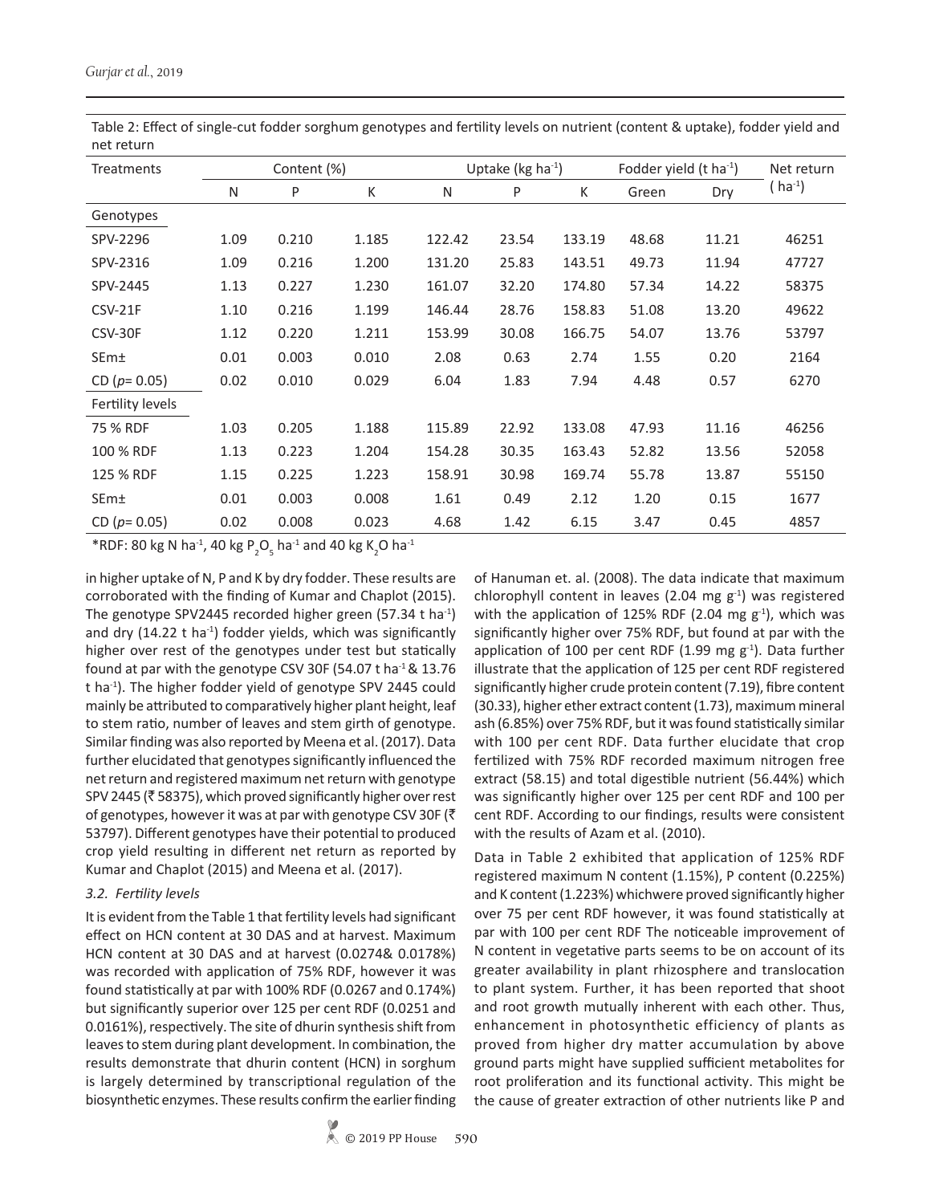Table 2: Effect of single-cut fodder sorghum genotypes and fertility levels on nutrient (content & uptake), fodder yield and net return

| Treatments | Content (%) | | | Uptake (kg ha$^{-1}$) | | | Fodder yield (t ha$^{-1}$) | | Net return (ha$^{-1}$) |
|---|---|---|---|---|---|---|---|---|---|
| | N | P | K | N | P | K | Green | Dry | |
| Genotypes | | | | | | | | | |
| SPV-2296 | 1.09 | 0.210 | 1.185 | 122.42 | 23.54 | 133.19 | 48.68 | 11.21 | 46251 |
| SPV-2316 | 1.09 | 0.216 | 1.200 | 131.20 | 25.83 | 143.51 | 49.73 | 11.94 | 47727 |
| SPV-2445 | 1.13 | 0.227 | 1.230 | 161.07 | 32.20 | 174.80 | 57.34 | 14.22 | 58375 |
| CSV-21F | 1.10 | 0.216 | 1.199 | 146.44 | 28.76 | 158.83 | 51.08 | 13.20 | 49622 |
| CSV-30F | 1.12 | 0.220 | 1.211 | 153.99 | 30.08 | 166.75 | 54.07 | 13.76 | 53797 |
| SEm± | 0.01 | 0.003 | 0.010 | 2.08 | 0.63 | 2.74 | 1.55 | 0.20 | 2164 |
| CD ($p$= 0.05) | 0.02 | 0.010 | 0.029 | 6.04 | 1.83 | 7.94 | 4.48 | 0.57 | 6270 |
| Fertility levels | | | | | | | | | |
| 75 % RDF | 1.03 | 0.205 | 1.188 | 115.89 | 22.92 | 133.08 | 47.93 | 11.16 | 46256 |
| 100 % RDF | 1.13 | 0.223 | 1.204 | 154.28 | 30.35 | 163.43 | 52.82 | 13.56 | 52058 |
| 125 % RDF | 1.15 | 0.225 | 1.223 | 158.91 | 30.98 | 169.74 | 55.78 | 13.87 | 55150 |
| SEm± | 0.01 | 0.003 | 0.008 | 1.61 | 0.49 | 2.12 | 1.20 | 0.15 | 1677 |
| CD ($p$= 0.05) | 0.02 | 0.008 | 0.023 | 4.68 | 1.42 | 6.15 | 3.47 | 0.45 | 4857 |

*RDF: 80 kg N ha$^{-1}$, 40 kg $P_2O_5$ ha$^{-1}$ and 40 kg $K_2O$ ha$^{-1}$

in higher uptake of N, P and K by dry fodder. These results are corroborated with the finding of Kumar and Chaplot (2015). The genotype SPV2445 recorded higher green (57.34 t ha$^{-1}$) and dry (14.22 t ha$^{-1}$) fodder yields, which was significantly higher over rest of the genotypes under test but statically found at par with the genotype CSV 30F (54.07 t ha$^{-1}$ & 13.76 t ha$^{-1}$). The higher fodder yield of genotype SPV 2445 could mainly be attributed to comparatively higher plant height, leaf to stem ratio, number of leaves and stem girth of genotype. Similar finding was also reported by Meena et al. (2017). Data further elucidated that genotypes significantly influenced the net return and registered maximum net return with genotype SPV 2445 (₹ 58375), which proved significantly higher over rest of genotypes, however it was at par with genotype CSV 30F (₹ 53797). Different genotypes have their potential to produced crop yield resulting in different net return as reported by Kumar and Chaplot (2015) and Meena et al. (2017).

### *3.2. Fertility levels*

It is evident from the Table 1 that fertility levels had significant effect on HCN content at 30 DAS and at harvest. Maximum HCN content at 30 DAS and at harvest (0.0274& 0.0178%) was recorded with application of 75% RDF, however it was found statistically at par with 100% RDF (0.0267 and 0.174%) but significantly superior over 125 per cent RDF (0.0251 and 0.0161%), respectively. The site of dhurin synthesis shift from leaves to stem during plant development. In combination, the results demonstrate that dhurin content (HCN) in sorghum is largely determined by transcriptional regulation of the biosynthetic enzymes. These results confirm the earlier finding of Hanuman et. al. (2008). The data indicate that maximum chlorophyll content in leaves (2.04 mg g$^{-1}$) was registered with the application of 125% RDF (2.04 mg g$^{-1}$), which was significantly higher over 75% RDF, but found at par with the application of 100 per cent RDF (1.99 mg g$^{-1}$). Data further illustrate that the application of 125 per cent RDF registered significantly higher crude protein content (7.19), fibre content (30.33), higher ether extract content (1.73), maximum mineral ash (6.85%) over 75% RDF, but it was found statistically similar with 100 per cent RDF. Data further elucidate that crop fertilized with 75% RDF recorded maximum nitrogen free extract (58.15) and total digestible nutrient (56.44%) which was significantly higher over 125 per cent RDF and 100 per cent RDF. According to our findings, results were consistent with the results of Azam et al. (2010).

Data in Table 2 exhibited that application of 125% RDF registered maximum N content (1.15%), P content (0.225%) and K content (1.223%) whichwere proved significantly higher over 75 per cent RDF however, it was found statistically at par with 100 per cent RDF The noticeable improvement of N content in vegetative parts seems to be on account of its greater availability in plant rhizosphere and translocation to plant system. Further, it has been reported that shoot and root growth mutually inherent with each other. Thus, enhancement in photosynthetic efficiency of plants as proved from higher dry matter accumulation by above ground parts might have supplied sufficient metabolites for root proliferation and its functional activity. This might be the cause of greater extraction of other nutrients like P and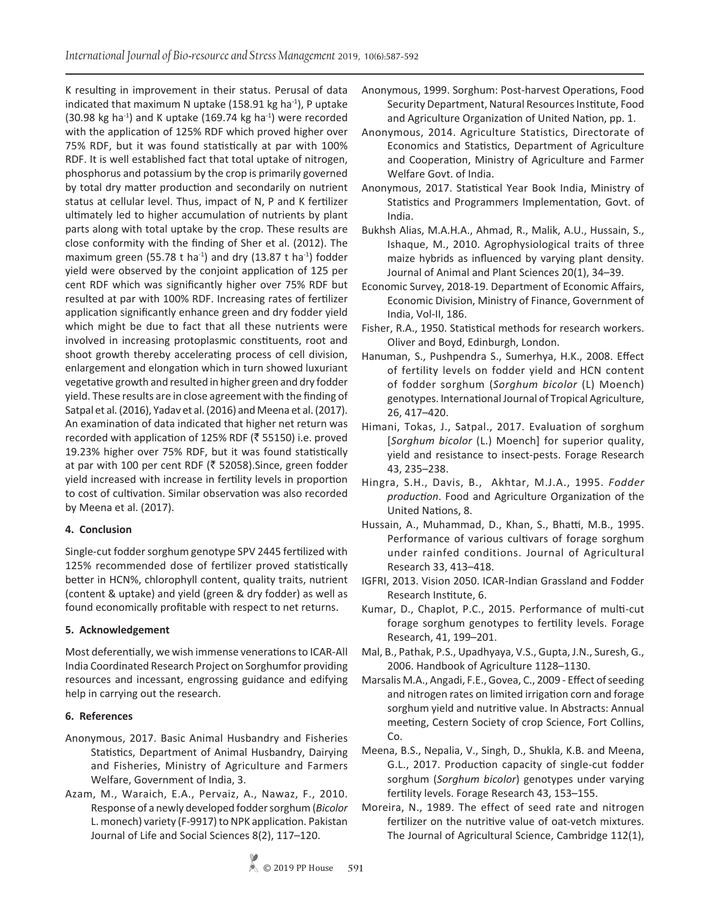K resulting in improvement in their status. Perusal of data indicated that maximum N uptake (158.91 kg ha$^{-1}$), P uptake (30.98 kg ha$^{-1}$) and K uptake (169.74 kg ha$^{-1}$) were recorded with the application of 125% RDF which proved higher over 75% RDF, but it was found statistically at par with 100% RDF. It is well established fact that total uptake of nitrogen, phosphorus and potassium by the crop is primarily governed by total dry matter production and secondarily on nutrient status at cellular level. Thus, impact of N, P and K fertilizer ultimately led to higher accumulation of nutrients by plant parts along with total uptake by the crop. These results are close conformity with the finding of Sher et al. (2012). The maximum green (55.78 t ha$^{-1}$) and dry (13.87 t ha$^{-1}$) fodder yield were observed by the conjoint application of 125 per cent RDF which was significantly higher over 75% RDF but resulted at par with 100% RDF. Increasing rates of fertilizer application significantly enhance green and dry fodder yield which might be due to fact that all these nutrients were involved in increasing protoplasmic constituents, root and shoot growth thereby accelerating process of cell division, enlargement and elongation which in turn showed luxuriant vegetative growth and resulted in higher green and dry fodder yield. These results are in close agreement with the finding of Satpal et al. (2016), Yadav et al. (2016) and Meena et al. (2017). An examination of data indicated that higher net return was recorded with application of 125% RDF (₹ 55150) i.e. proved 19.23% higher over 75% RDF, but it was found statistically at par with 100 per cent RDF (₹ 52058).Since, green fodder yield increased with increase in fertility levels in proportion to cost of cultivation. Similar observation was also recorded by Meena et al. (2017).

## 4. Conclusion

Single-cut fodder sorghum genotype SPV 2445 fertilized with 125% recommended dose of fertilizer proved statistically better in HCN%, chlorophyll content, quality traits, nutrient (content & uptake) and yield (green & dry fodder) as well as found economically profitable with respect to net returns.

## 5. Acknowledgement

Most deferentially, we wish immense venerations to ICAR-All India Coordinated Research Project on Sorghumfor providing resources and incessant, engrossing guidance and edifying help in carrying out the research.

## 6. References

Anonymous, 2017. Basic Animal Husbandry and Fisheries Statistics, Department of Animal Husbandry, Dairying and Fisheries, Ministry of Agriculture and Farmers Welfare, Government of India, 3.

Azam, M., Waraich, E.A., Pervaiz, A., Nawaz, F., 2010. Response of a newly developed fodder sorghum (*Bicolor* L. monech) variety (F-9917) to NPK application. Pakistan Journal of Life and Social Sciences 8(2), 117–120.

Anonymous, 1999. Sorghum: Post-harvest Operations, Food Security Department, Natural Resources Institute, Food and Agriculture Organization of United Nation, pp. 1.

Anonymous, 2014. Agriculture Statistics, Directorate of Economics and Statistics, Department of Agriculture and Cooperation, Ministry of Agriculture and Farmer Welfare Govt. of India.

Anonymous, 2017. Statistical Year Book India, Ministry of Statistics and Programmers Implementation, Govt. of India.

Bukhsh Alias, M.A.H.A., Ahmad, R., Malik, A.U., Hussain, S., Ishaque, M., 2010. Agrophysiological traits of three maize hybrids as influenced by varying plant density. Journal of Animal and Plant Sciences 20(1), 34–39.

Economic Survey, 2018-19. Department of Economic Affairs, Economic Division, Ministry of Finance, Government of India, Vol-II, 186.

Fisher, R.A., 1950. Statistical methods for research workers. Oliver and Boyd, Edinburgh, London.

Hanuman, S., Pushpendra S., Sumerhya, H.K., 2008. Effect of fertility levels on fodder yield and HCN content of fodder sorghum (*Sorghum bicolor* (L) Moench) genotypes. International Journal of Tropical Agriculture, 26, 417–420.

Himani, Tokas, J., Satpal., 2017. Evaluation of sorghum [*Sorghum bicolor* (L.) Moench] for superior quality, yield and resistance to insect-pests. Forage Research 43, 235–238.

Hingra, S.H., Davis, B., Akhtar, M.J.A., 1995. *Fodder production*. Food and Agriculture Organization of the United Nations, 8.

Hussain, A., Muhammad, D., Khan, S., Bhatti, M.B., 1995. Performance of various cultivars of forage sorghum under rainfed conditions. Journal of Agricultural Research 33, 413–418.

IGFRI, 2013. Vision 2050. ICAR-Indian Grassland and Fodder Research Institute, 6.

Kumar, D., Chaplot, P.C., 2015. Performance of multi-cut forage sorghum genotypes to fertility levels. Forage Research, 41, 199–201.

Mal, B., Pathak, P.S., Upadhyaya, V.S., Gupta, J.N., Suresh, G., 2006. Handbook of Agriculture 1128–1130.

Marsalis M.A., Angadi, F.E., Govea, C., 2009 - Effect of seeding and nitrogen rates on limited irrigation corn and forage sorghum yield and nutritive value. In Abstracts: Annual meeting, Cestern Society of crop Science, Fort Collins, Co.

Meena, B.S., Nepalia, V., Singh, D., Shukla, K.B. and Meena, G.L., 2017. Production capacity of single-cut fodder sorghum (*Sorghum bicolor*) genotypes under varying fertility levels. Forage Research 43, 153–155.

Moreira, N., 1989. The effect of seed rate and nitrogen fertilizer on the nutritive value of oat-vetch mixtures. The Journal of Agricultural Science, Cambridge 112(1),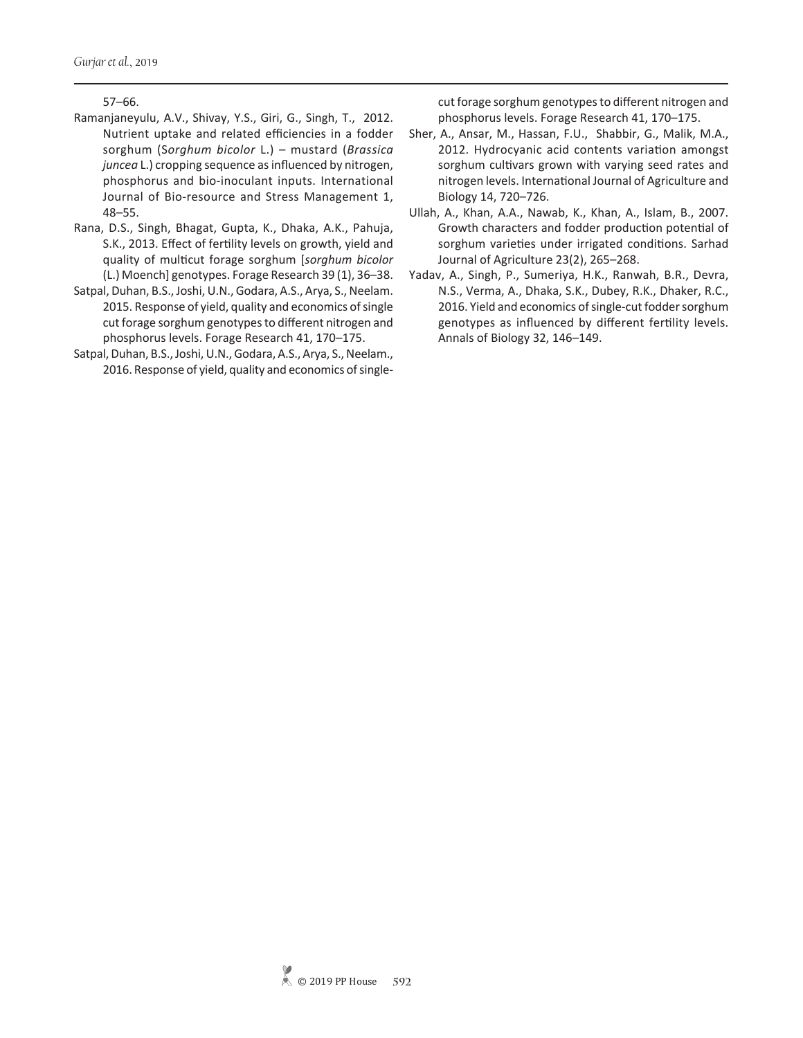57–66.

Ramanjaneyulu, A.V., Shivay, Y.S., Giri, G., Singh, T., 2012. Nutrient uptake and related efficiencies in a fodder sorghum (*Sorghum bicolor* L.) – mustard (*Brassica juncea* L.) cropping sequence as influenced by nitrogen, phosphorus and bio-inoculant inputs. International Journal of Bio-resource and Stress Management 1, 48–55.

Rana, D.S., Singh, Bhagat, Gupta, K., Dhaka, A.K., Pahuja, S.K., 2013. Effect of fertility levels on growth, yield and quality of multicut forage sorghum [*sorghum bicolor* (L.) Moench] genotypes. Forage Research 39 (1), 36–38.

Satpal, Duhan, B.S., Joshi, U.N., Godara, A.S., Arya, S., Neelam. 2015. Response of yield, quality and economics of single cut forage sorghum genotypes to different nitrogen and phosphorus levels. Forage Research 41, 170–175.

Satpal, Duhan, B.S., Joshi, U.N., Godara, A.S., Arya, S., Neelam., 2016. Response of yield, quality and economics of single-cut forage sorghum genotypes to different nitrogen and phosphorus levels. Forage Research 41, 170–175.

Sher, A., Ansar, M., Hassan, F.U., Shabbir, G., Malik, M.A., 2012. Hydrocyanic acid contents variation amongst sorghum cultivars grown with varying seed rates and nitrogen levels. International Journal of Agriculture and Biology 14, 720–726.

Ullah, A., Khan, A.A., Nawab, K., Khan, A., Islam, B., 2007. Growth characters and fodder production potential of sorghum varieties under irrigated conditions. Sarhad Journal of Agriculture 23(2), 265–268.

Yadav, A., Singh, P., Sumeriya, H.K., Ranwah, B.R., Devra, N.S., Verma, A., Dhaka, S.K., Dubey, R.K., Dhaker, R.C., 2016. Yield and economics of single-cut fodder sorghum genotypes as influenced by different fertility levels. Annals of Biology 32, 146–149.